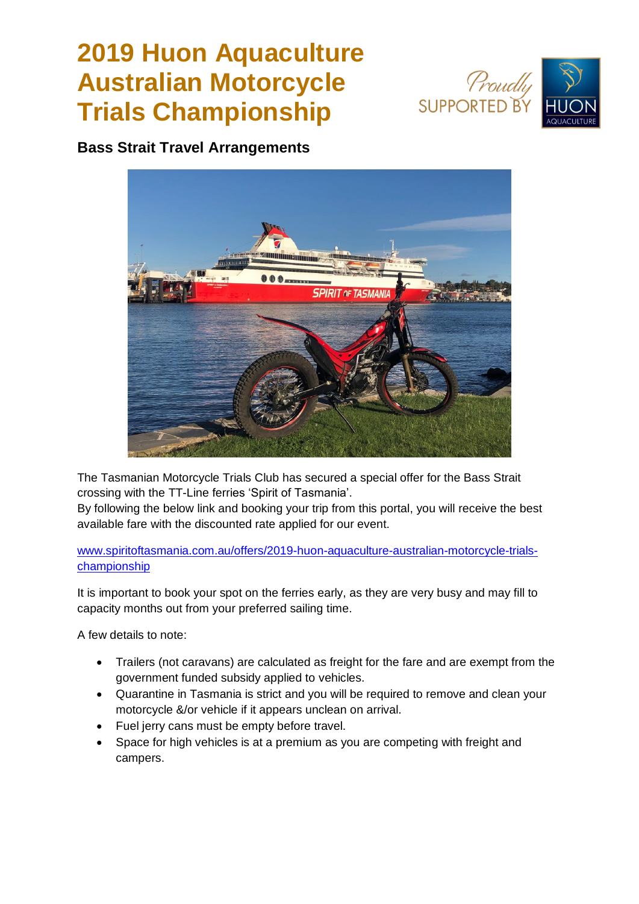# 2019 Huon Aquaculture Australian Motorcycle Trials Championship

## Bass Strait Travel Arrangements

The Tasmanian Motorcycle Trials Club has secured a special offer for the Bass Strait crossing with the TT-Line ferries 'Spirit of Tasmania'.
By following the below link and booking your trip from this portal, you will receive the best available fare with the discounted rate applied for our event.

[www.spiritoftasmania.com.au/offers/2019-huon-aquaculture-australian-motorcycle-trials-championship](http://www.spiritoftasmania.com.au/offers/2019-huon-aquaculture-australian-motorcycle-trials-championship)

It is important to book your spot on the ferries early, as they are very busy and may fill to capacity months out from your preferred sailing time.

A few details to note:

- Trailers (not caravans) are calculated as freight for the fare and are exempt from the government funded subsidy applied to vehicles.
- Quarantine in Tasmania is strict and you will be required to remove and clean your motorcycle &/or vehicle if it appears unclean on arrival.
- Fuel jerry cans must be empty before travel.
- Space for high vehicles is at a premium as you are competing with freight and campers.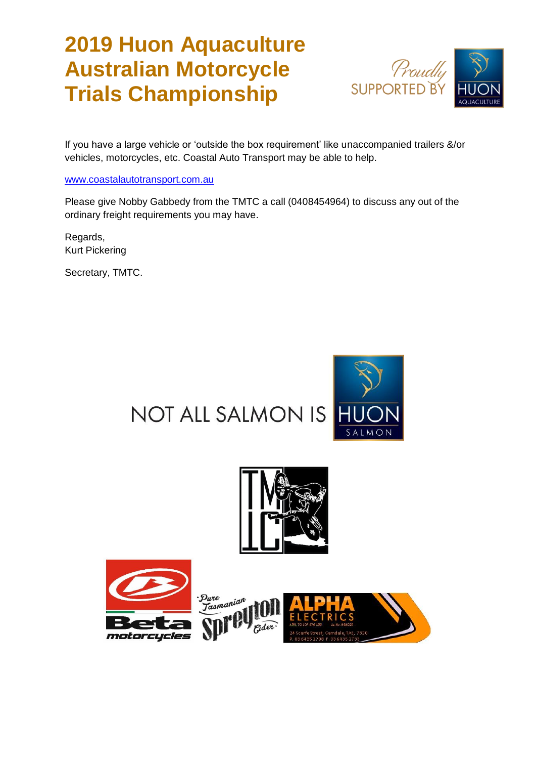# 2019 Huon Aquaculture Australian Motorcycle Trials Championship

If you have a large vehicle or 'outside the box requirement' like unaccompanied trailers &/or vehicles, motorcycles, etc. Coastal Auto Transport may be able to help.

www.coastalautotransport.com.au

Please give Nobby Gabbedy from the TMTC a call (0408454964) to discuss any out of the ordinary freight requirements you may have.

Regards,
Kurt Pickering

Secretary, TMTC.